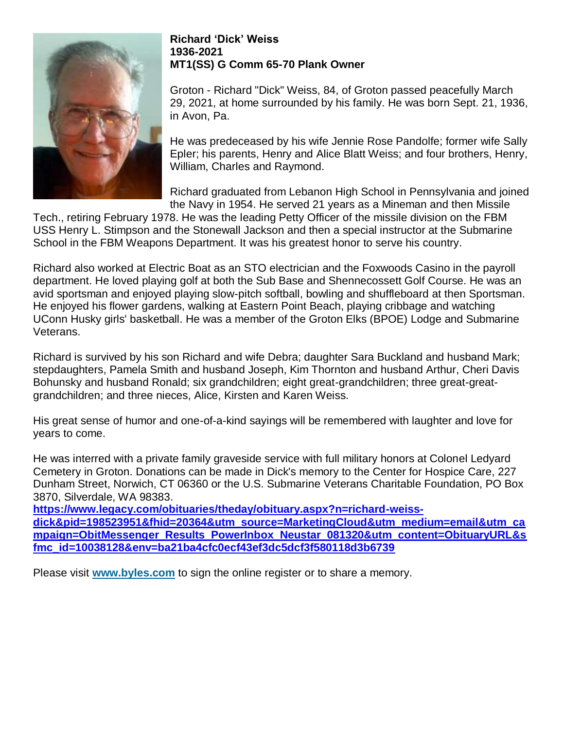**Richard 'Dick' Weiss**
**1936-2021**
**MT1(SS) G Comm 65-70 Plank Owner**

Groton - Richard "Dick" Weiss, 84, of Groton passed peacefully March 29, 2021, at home surrounded by his family. He was born Sept. 21, 1936, in Avon, Pa.

He was predeceased by his wife Jennie Rose Pandolfe; former wife Sally Epler; his parents, Henry and Alice Blatt Weiss; and four brothers, Henry, William, Charles and Raymond.

Richard graduated from Lebanon High School in Pennsylvania and joined the Navy in 1954. He served 21 years as a Mineman and then Missile Tech., retiring February 1978. He was the leading Petty Officer of the missile division on the FBM USS Henry L. Stimpson and the Stonewall Jackson and then a special instructor at the Submarine School in the FBM Weapons Department. It was his greatest honor to serve his country.

Richard also worked at Electric Boat as an STO electrician and the Foxwoods Casino in the payroll department. He loved playing golf at both the Sub Base and Shennecossett Golf Course. He was an avid sportsman and enjoyed playing slow-pitch softball, bowling and shuffleboard at then Sportsman. He enjoyed his flower gardens, walking at Eastern Point Beach, playing cribbage and watching UConn Husky girls' basketball. He was a member of the Groton Elks (BPOE) Lodge and Submarine Veterans.

Richard is survived by his son Richard and wife Debra; daughter Sara Buckland and husband Mark; stepdaughters, Pamela Smith and husband Joseph, Kim Thornton and husband Arthur, Cheri Davis Bohunsky and husband Ronald; six grandchildren; eight great-grandchildren; three great-great-grandchildren; and three nieces, Alice, Kirsten and Karen Weiss.

His great sense of humor and one-of-a-kind sayings will be remembered with laughter and love for years to come.

He was interred with a private family graveside service with full military honors at Colonel Ledyard Cemetery in Groton. Donations can be made in Dick's memory to the Center for Hospice Care, 227 Dunham Street, Norwich, CT 06360 or the U.S. Submarine Veterans Charitable Foundation, PO Box 3870, Silverdale, WA 98383.
**https://www.legacy.com/obituaries/theday/obituary.aspx?n=richard-weiss-dick&pid=198523951&fhid=20364&utm_source=MarketingCloud&utm_medium=email&utm_campaign=ObitMessenger_Results_PowerInbox_Neustar_081320&utm_content=ObituaryURL&sfmc_id=10038128&env=ba21ba4cfc0ecf43ef3dc5dcf3f580118d3b6739**

Please visit **www.byles.com** to sign the online register or to share a memory.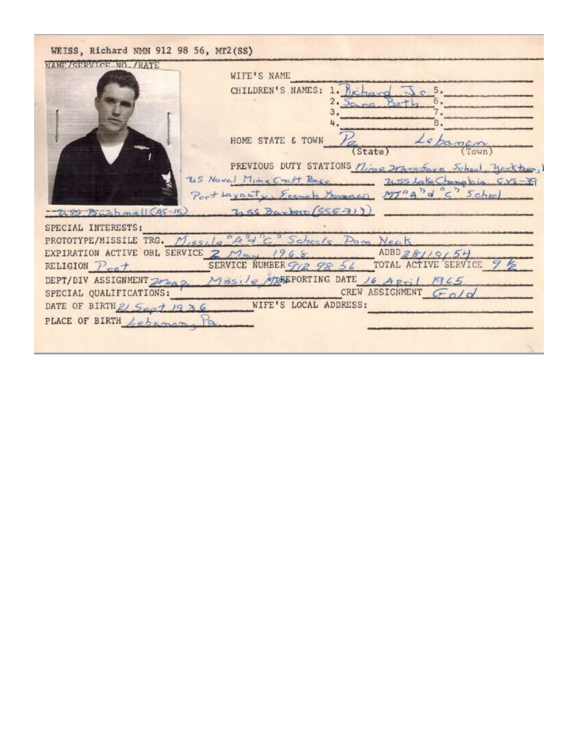WEISS, Richard NMN 912 98 56, MT2(SS)

NAME/SERVICE NO./RATE

WIFE'S NAME

CHILDREN'S NAMES: 1. Richard Jr 2. Sara Beth 3. 4. 5. 6. 7. 8.

HOME STATE & TOWN Pa (State) Lebanon (Town)

PREVIOUS DUTY STATIONS Mine Warefare School, Yorktown, US Naval Mine Craft Base, USS Lake Champlain CVS-39, Port Lyautey, French Morocco, MT "A" & "C" School, USS Bushnell (AS-15), USS Barbero (SSG-317)

SPECIAL INTERESTS:

PROTOTYPE/MISSILE TRG. Missile "A" & "C" Schools Dam Neck

EXPIRATION ACTIVE OBL SERVICE 2 May 1968 ADBD 28/10/54

RELIGION Prot SERVICE NUMBER 912 98 56 TOTAL ACTIVE SERVICE 9 ½

DEPT/DIV ASSIGNMENT Weap. Missile MT REPORTING DATE 16 April 1965

SPECIAL QUALIFICATIONS: CREW ASSIGNMENT Gold

DATE OF BIRTH 21 Sept. 1936 WIFE'S LOCAL ADDRESS:

PLACE OF BIRTH Lebanon, Pa.